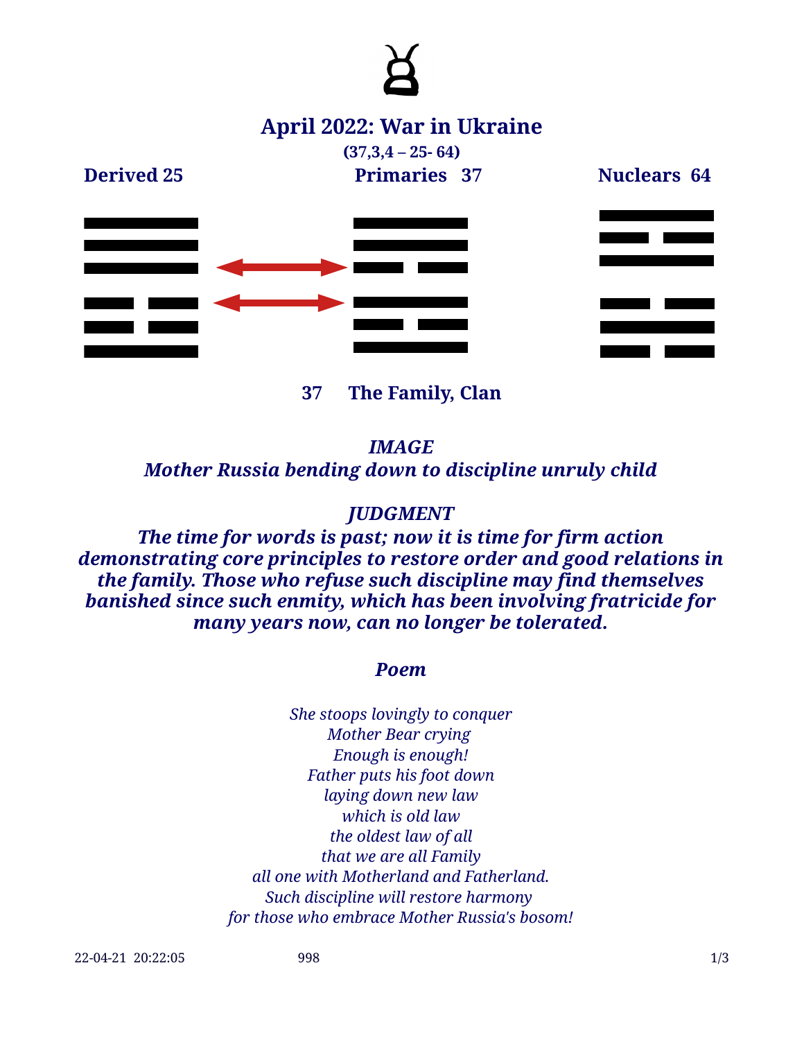♉

# April 2022: War in Ukraine

**(37,3,4 – 25- 64)**

**Derived 25** **Primaries 37** **Nuclears 64**

**37 The Family, Clan**

***IMAGE***

***Mother Russia bending down to discipline unruly child***

***JUDGMENT***

***The time for words is past; now it is time for firm action demonstrating core principles to restore order and good relations in the family. Those who refuse such discipline may find themselves banished since such enmity, which has been involving fratricide for many years now, can no longer be tolerated.***

***Poem***

*She stoops lovingly to conquer*
*Mother Bear crying*
*Enough is enough!*
*Father puts his foot down*
*laying down new law*
*which is old law*
*the oldest law of all*
*that we are all Family*
*all one with Motherland and Fatherland.*
*Such discipline will restore harmony*
*for those who embrace Mother Russia's bosom!*

22-04-21 20:22:05 998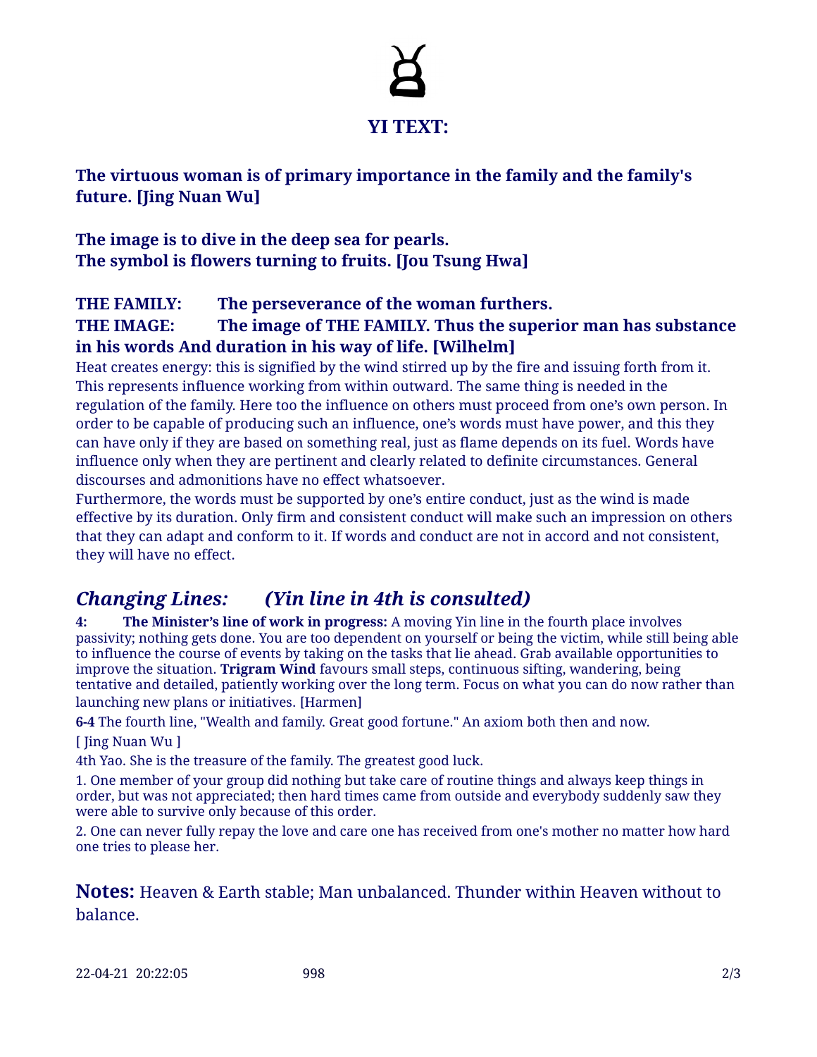## YI TEXT:

**The virtuous woman is of primary importance in the family and the family's future. [Jing Nuan Wu]**

**The image is to dive in the deep sea for pearls.**
**The symbol is flowers turning to fruits. [Jou Tsung Hwa]**

**THE FAMILY: The perseverance of the woman furthers.**
**THE IMAGE: The image of THE FAMILY. Thus the superior man has substance in his words And duration in his way of life. [Wilhelm]**

Heat creates energy: this is signified by the wind stirred up by the fire and issuing forth from it. This represents influence working from within outward. The same thing is needed in the regulation of the family. Here too the influence on others must proceed from one's own person. In order to be capable of producing such an influence, one's words must have power, and this they can have only if they are based on something real, just as flame depends on its fuel. Words have influence only when they are pertinent and clearly related to definite circumstances. General discourses and admonitions have no effect whatsoever.

Furthermore, the words must be supported by one's entire conduct, just as the wind is made effective by its duration. Only firm and consistent conduct will make such an impression on others that they can adapt and conform to it. If words and conduct are not in accord and not consistent, they will have no effect.

## *Changing Lines: (Yin line in 4th is consulted)*

**4: The Minister's line of work in progress:** A moving Yin line in the fourth place involves passivity; nothing gets done. You are too dependent on yourself or being the victim, while still being able to influence the course of events by taking on the tasks that lie ahead. Grab available opportunities to improve the situation. **Trigram Wind** favours small steps, continuous sifting, wandering, being tentative and detailed, patiently working over the long term. Focus on what you can do now rather than launching new plans or initiatives. [Harmen]

**6-4** The fourth line, "Wealth and family. Great good fortune." An axiom both then and now.

[ Jing Nuan Wu ]

4th Yao. She is the treasure of the family. The greatest good luck.

1. One member of your group did nothing but take care of routine things and always keep things in order, but was not appreciated; then hard times came from outside and everybody suddenly saw they were able to survive only because of this order.
2. One can never fully repay the love and care one has received from one's mother no matter how hard one tries to please her.

**Notes:** Heaven & Earth stable; Man unbalanced. Thunder within Heaven without to balance.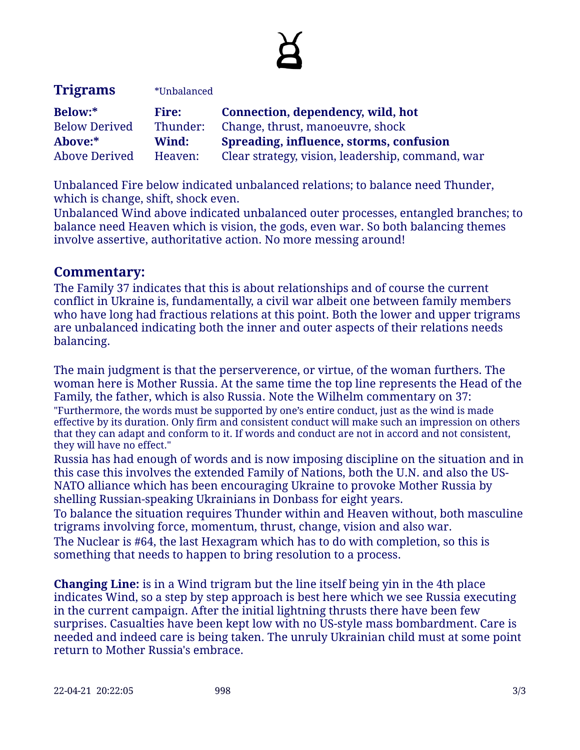♉

**Trigrams** *Unbalanced

| | | |
|---|---|---|
| **Below:*** | **Fire:** | **Connection, dependency, wild, hot** |
| Below Derived | Thunder: | Change, thrust, manoeuvre, shock |
| **Above:*** | **Wind:** | **Spreading, influence, storms, confusion** |
| Above Derived | Heaven: | Clear strategy, vision, leadership, command, war |

Unbalanced Fire below indicated unbalanced relations; to balance need Thunder, which is change, shift, shock even.
Unbalanced Wind above indicated unbalanced outer processes, entangled branches; to balance need Heaven which is vision, the gods, even war. So both balancing themes involve assertive, authoritative action. No more messing around!

## Commentary:

The Family 37 indicates that this is about relationships and of course the current conflict in Ukraine is, fundamentally, a civil war albeit one between family members who have long had fractious relations at this point. Both the lower and upper trigrams are unbalanced indicating both the inner and outer aspects of their relations needs balancing.

The main judgment is that the perserverence, or virtue, of the woman furthers. The woman here is Mother Russia. At the same time the top line represents the Head of the Family, the father, which is also Russia. Note the Wilhelm commentary on 37:
"Furthermore, the words must be supported by one's entire conduct, just as the wind is made effective by its duration. Only firm and consistent conduct will make such an impression on others that they can adapt and conform to it. If words and conduct are not in accord and not consistent, they will have no effect."
Russia has had enough of words and is now imposing discipline on the situation and in this case this involves the extended Family of Nations, both the U.N. and also the US-NATO alliance which has been encouraging Ukraine to provoke Mother Russia by shelling Russian-speaking Ukrainians in Donbass for eight years.
To balance the situation requires Thunder within and Heaven without, both masculine trigrams involving force, momentum, thrust, change, vision and also war.
The Nuclear is #64, the last Hexagram which has to do with completion, so this is something that needs to happen to bring resolution to a process.

**Changing Line:** is in a Wind trigram but the line itself being yin in the 4th place indicates Wind, so a step by step approach is best here which we see Russia executing in the current campaign. After the initial lightning thrusts there have been few surprises. Casualties have been kept low with no US-style mass bombardment. Care is needed and indeed care is being taken. The unruly Ukrainian child must at some point return to Mother Russia's embrace.

22-04-21 20:22:05 998